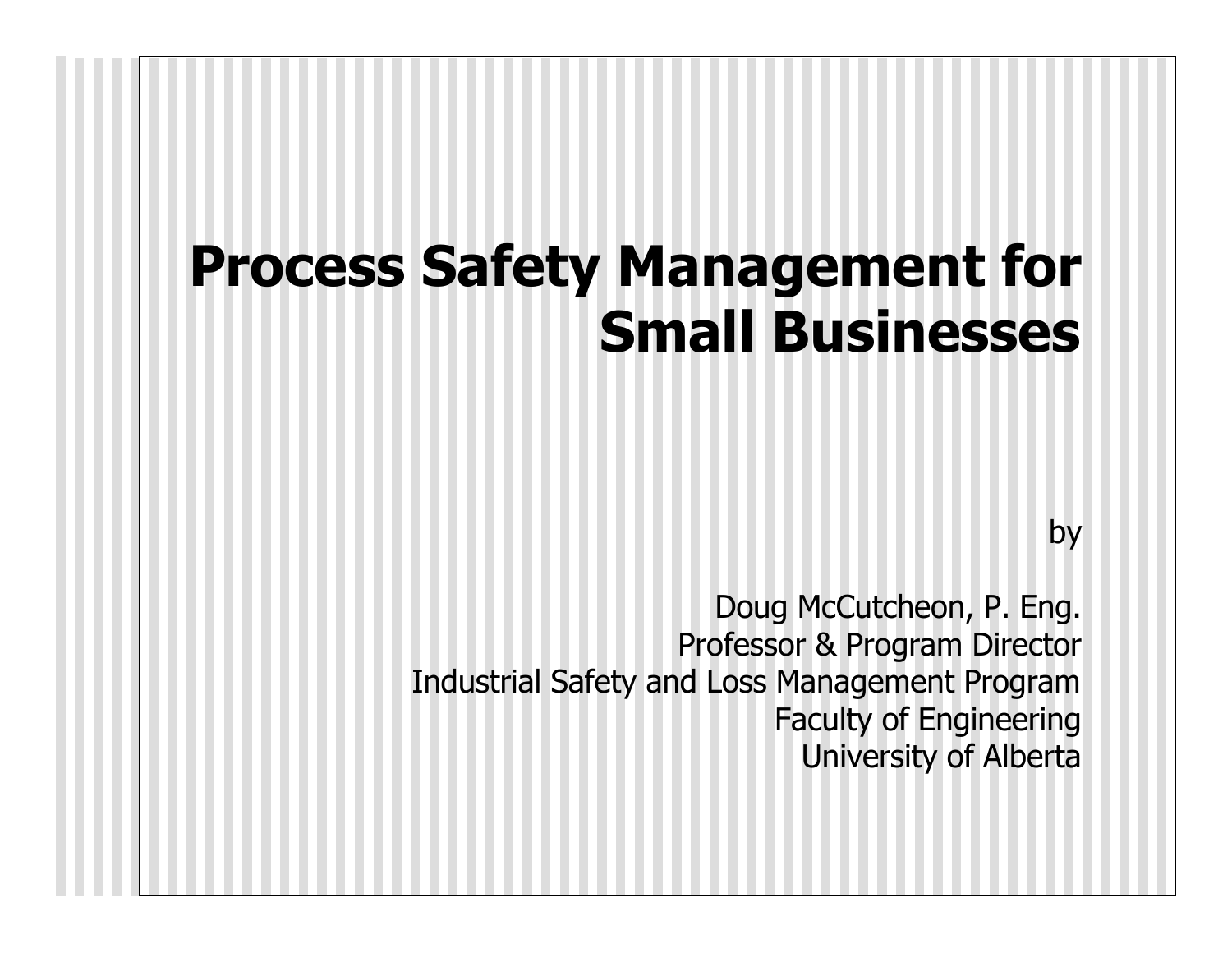# Process Safety Management for Small Businesses

by

Doug McCutcheon, P. Eng.
Professor & Program Director
Industrial Safety and Loss Management Program
Faculty of Engineering
University of Alberta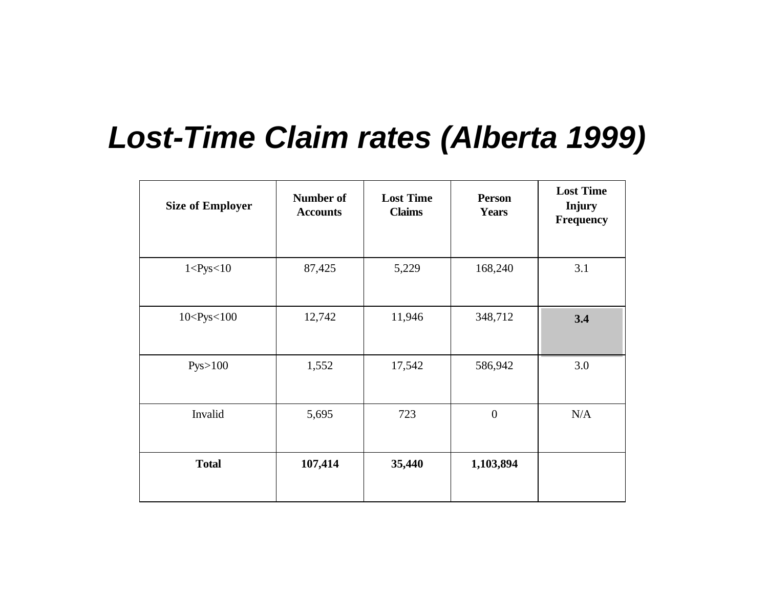# *Lost-Time Claim rates (Alberta 1999)*

| Size of Employer | Number of Accounts | Lost Time Claims | Person Years | Lost Time Injury Frequency |
|---|---|---|---|---|
| 1<Pys<10 | 87,425 | 5,229 | 168,240 | 3.1 |
| 10<Pys<100 | 12,742 | 11,946 | 348,712 | **3.4** |
| Pys>100 | 1,552 | 17,542 | 586,942 | 3.0 |
| Invalid | 5,695 | 723 | 0 | N/A |
| **Total** | **107,414** | **35,440** | **1,103,894** | |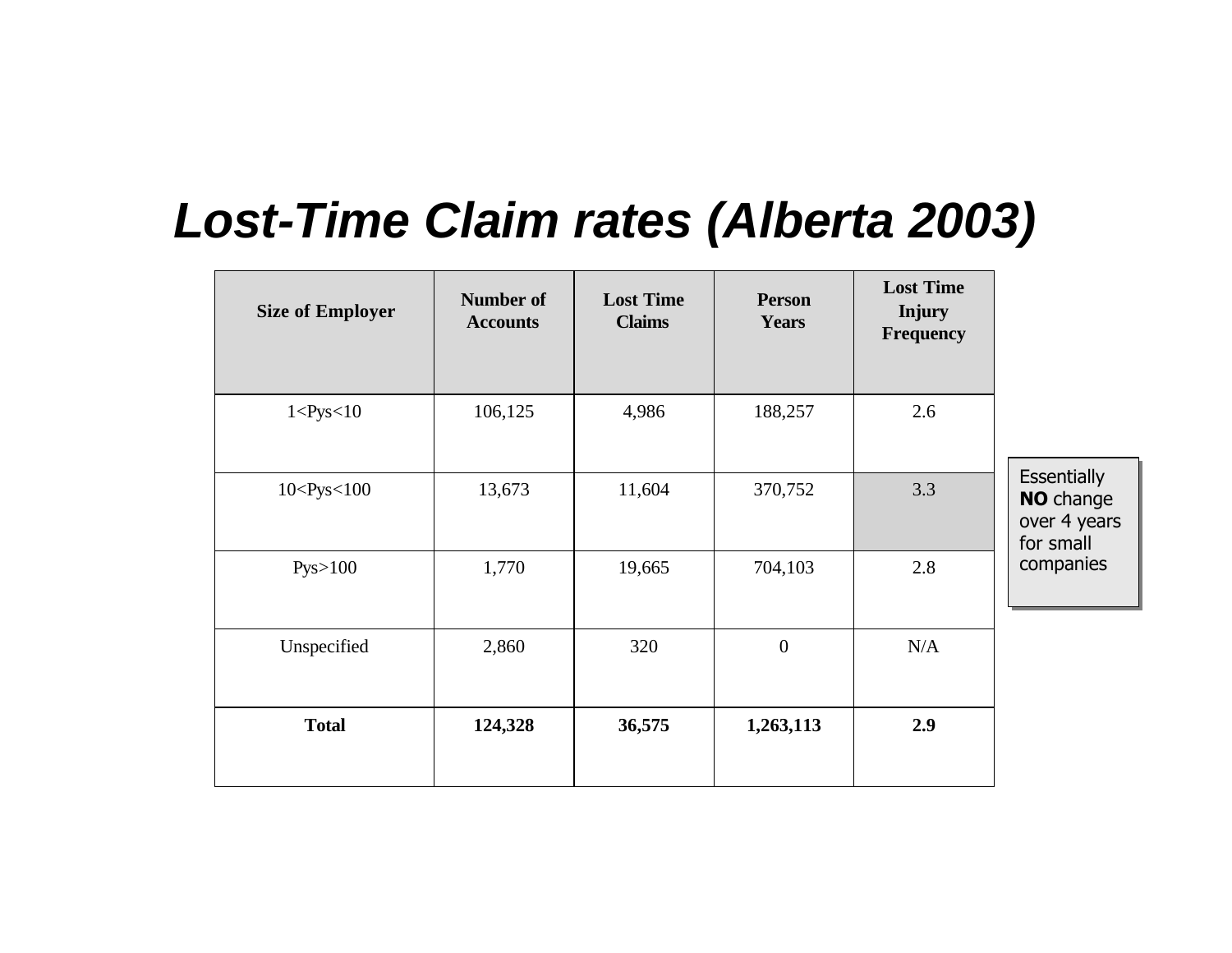# *Lost-Time Claim rates (Alberta 2003)*

| Size of Employer | Number of Accounts | Lost Time Claims | Person Years | Lost Time Injury Frequency |
|---|---|---|---|---|
| 1<Pys<10 | 106,125 | 4,986 | 188,257 | 2.6 |
| 10<Pys<100 | 13,673 | 11,604 | 370,752 | 3.3 |
| Pys>100 | 1,770 | 19,665 | 704,103 | 2.8 |
| Unspecified | 2,860 | 320 | 0 | N/A |
| **Total** | **124,328** | **36,575** | **1,263,113** | **2.9** |

Essentially **NO** change over 4 years for small companies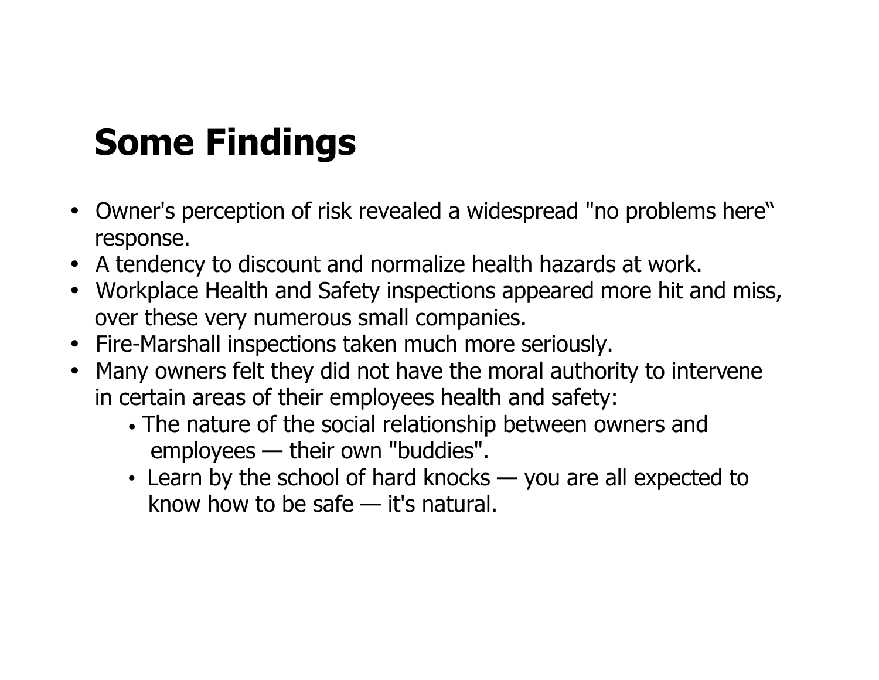# Some Findings

- Owner's perception of risk revealed a widespread "no problems here" response.
- A tendency to discount and normalize health hazards at work.
- Workplace Health and Safety inspections appeared more hit and miss, over these very numerous small companies.
- Fire-Marshall inspections taken much more seriously.
- Many owners felt they did not have the moral authority to intervene in certain areas of their employees health and safety:
  - The nature of the social relationship between owners and employees — their own "buddies".
  - Learn by the school of hard knocks — you are all expected to know how to be safe — it's natural.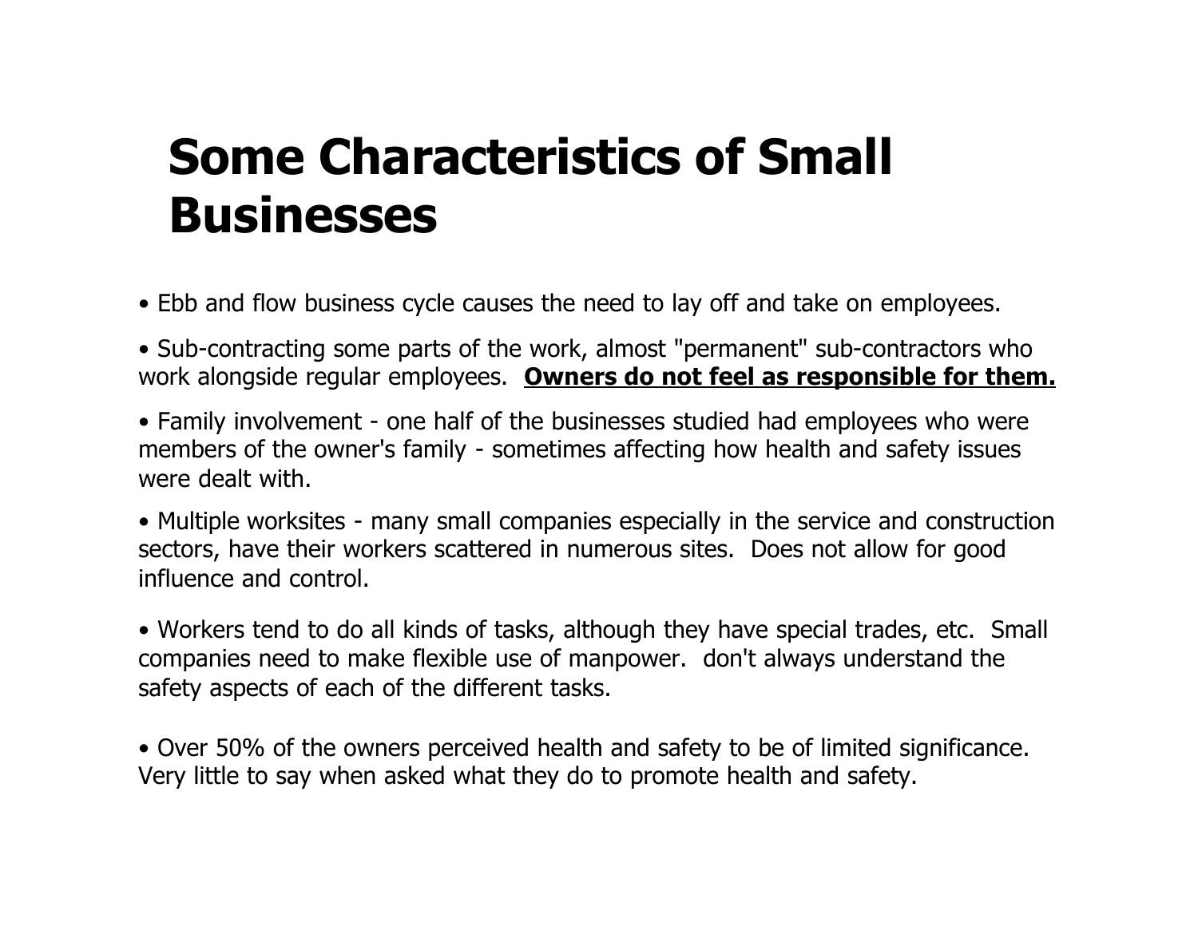# Some Characteristics of Small Businesses

- Ebb and flow business cycle causes the need to lay off and take on employees.
- Sub-contracting some parts of the work, almost "permanent" sub-contractors who work alongside regular employees. **<u>Owners do not feel as responsible for them.</u>**
- Family involvement - one half of the businesses studied had employees who were members of the owner's family - sometimes affecting how health and safety issues were dealt with.
- Multiple worksites - many small companies especially in the service and construction sectors, have their workers scattered in numerous sites. Does not allow for good influence and control.
- Workers tend to do all kinds of tasks, although they have special trades, etc. Small companies need to make flexible use of manpower. don't always understand the safety aspects of each of the different tasks.
- Over 50% of the owners perceived health and safety to be of limited significance. Very little to say when asked what they do to promote health and safety.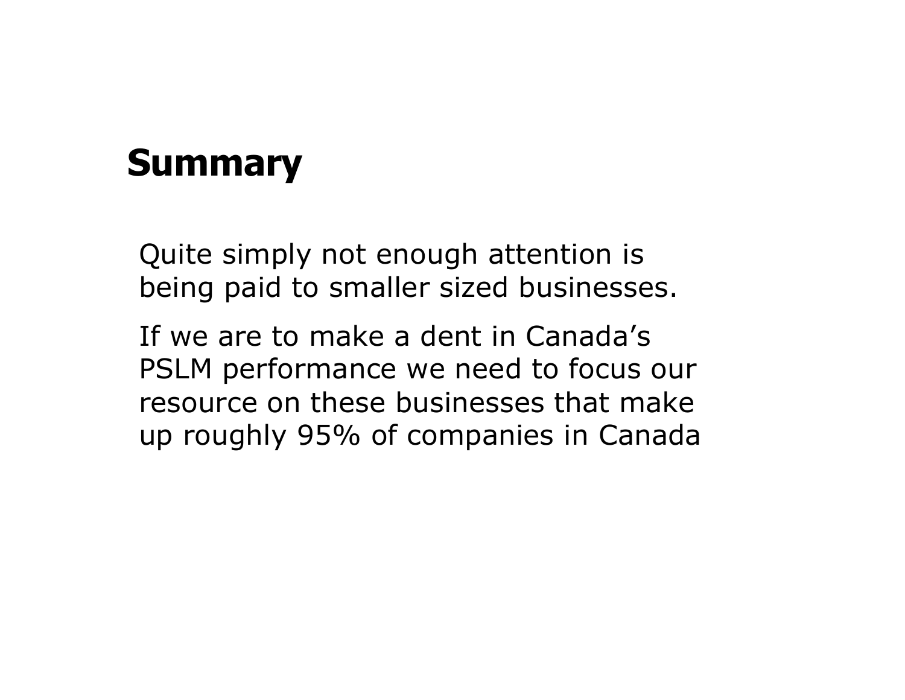# Summary

Quite simply not enough attention is being paid to smaller sized businesses.

If we are to make a dent in Canada's PSLM performance we need to focus our resource on these businesses that make up roughly 95% of companies in Canada